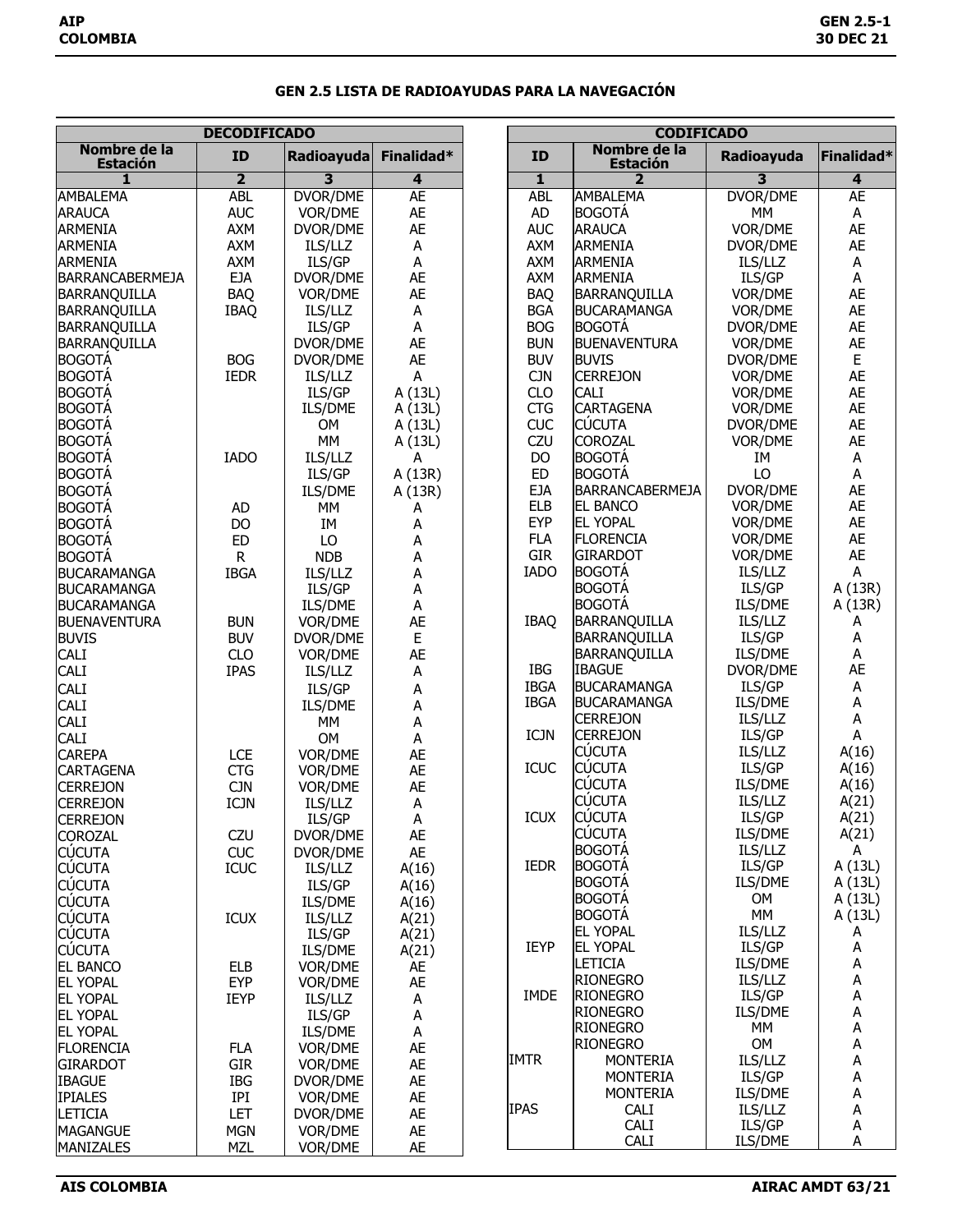## GEN 2.5 LISTA DE RADIOAYUDAS PARA LA NAVEGACIÓN

| DECODIFICADO | | | |
|---|---|---|---|
| **Nombre de la Estación** | **ID** | **Radioayuda** | **Finalidad*** |
| **1** | **2** | **3** | **4** |
| AMBALEMA | ABL | DVOR/DME | AE |
| ARAUCA | AUC | VOR/DME | AE |
| ARMENIA | AXM | DVOR/DME | AE |
| ARMENIA | AXM | ILS/LLZ | A |
| ARMENIA | AXM | ILS/GP | A |
| BARRANCABERMEJA | EJA | DVOR/DME | AE |
| BARRANQUILLA | BAQ | VOR/DME | AE |
| BARRANQUILLA | IBAQ | ILS/LLZ | A |
| BARRANQUILLA | | ILS/GP | A |
| BARRANQUILLA | | DVOR/DME | AE |
| BOGOTÁ | BOG | DVOR/DME | AE |
| BOGOTÁ | IEDR | ILS/LLZ | A |
| BOGOTÁ | | ILS/GP | A (13L) |
| BOGOTÁ | | ILS/DME | A (13L) |
| BOGOTÁ | | OM | A (13L) |
| BOGOTÁ | | MM | A (13L) |
| BOGOTÁ | IADO | ILS/LLZ | A |
| BOGOTÁ | | ILS/GP | A (13R) |
| BOGOTÁ | | ILS/DME | A (13R) |
| BOGOTÁ | AD | MM | A |
| BOGOTÁ | DO | IM | A |
| BOGOTÁ | ED | LO | A |
| BOGOTÁ | R | NDB | A |
| BUCARAMANGA | IBGA | ILS/LLZ | A |
| BUCARAMANGA | | ILS/GP | A |
| BUCARAMANGA | | ILS/DME | A |
| BUENAVENTURA | BUN | VOR/DME | AE |
| BUVIS | BUV | DVOR/DME | E |
| CALI | CLO | VOR/DME | AE |
| CALI | IPAS | ILS/LLZ | A |
| CALI | | ILS/GP | A |
| CALI | | ILS/DME | A |
| CALI | | MM | A |
| CALI | | OM | A |
| CAREPA | LCE | VOR/DME | AE |
| CARTAGENA | CTG | VOR/DME | AE |
| CERREJON | CJN | VOR/DME | AE |
| CERREJON | ICJN | ILS/LLZ | A |
| CERREJON | | ILS/GP | A |
| COROZAL | CZU | DVOR/DME | AE |
| CÚCUTA | CUC | DVOR/DME | AE |
| CÚCUTA | ICUC | ILS/LLZ | A(16) |
| CÚCUTA | | ILS/GP | A(16) |
| CÚCUTA | | ILS/DME | A(16) |
| CÚCUTA | ICUX | ILS/LLZ | A(21) |
| CÚCUTA | | ILS/GP | A(21) |
| CÚCUTA | | ILS/DME | A(21) |
| EL BANCO | ELB | VOR/DME | AE |
| EL YOPAL | EYP | VOR/DME | AE |
| EL YOPAL | IEYP | ILS/LLZ | A |
| EL YOPAL | | ILS/GP | A |
| EL YOPAL | | ILS/DME | A |
| FLORENCIA | FLA | VOR/DME | AE |
| GIRARDOT | GIR | VOR/DME | AE |
| IBAGUE | IBG | DVOR/DME | AE |
| IPIALES | IPI | VOR/DME | AE |
| LETICIA | LET | DVOR/DME | AE |
| MAGANGUE | MGN | VOR/DME | AE |
| MANIZALES | MZL | VOR/DME | AE |

| CODIFICADO | | | |
|---|---|---|---|
| **ID** | **Nombre de la Estación** | **Radioayuda** | **Finalidad*** |
| **1** | **2** | **3** | **4** |
| ABL | AMBALEMA | DVOR/DME | AE |
| AD | BOGOTÁ | MM | A |
| AUC | ARAUCA | VOR/DME | AE |
| AXM | ARMENIA | DVOR/DME | AE |
| AXM | ARMENIA | ILS/LLZ | A |
| AXM | ARMENIA | ILS/GP | A |
| BAQ | BARRANQUILLA | VOR/DME | AE |
| BGA | BUCARAMANGA | VOR/DME | AE |
| BOG | BOGOTÁ | DVOR/DME | AE |
| BUN | BUENAVENTURA | VOR/DME | AE |
| BUV | BUVIS | DVOR/DME | E |
| CJN | CERREJON | VOR/DME | AE |
| CLO | CALI | VOR/DME | AE |
| CTG | CARTAGENA | VOR/DME | AE |
| CUC | CÚCUTA | DVOR/DME | AE |
| CZU | COROZAL | VOR/DME | AE |
| DO | BOGOTÁ | IM | A |
| ED | BOGOTÁ | LO | A |
| EJA | BARRANCABERMEJA | DVOR/DME | AE |
| ELB | EL BANCO | VOR/DME | AE |
| EYP | EL YOPAL | VOR/DME | AE |
| FLA | FLORENCIA | VOR/DME | AE |
| GIR | GIRARDOT | VOR/DME | AE |
| IADO | BOGOTÁ | ILS/LLZ | A |
| | BOGOTÁ | ILS/GP | A (13R) |
| | BOGOTÁ | ILS/DME | A (13R) |
| IBAQ | BARRANQUILLA | ILS/LLZ | A |
| | BARRANQUILLA | ILS/GP | A |
| | BARRANQUILLA | ILS/DME | A |
| IBG | IBAGUE | DVOR/DME | AE |
| IBGA | BUCARAMANGA | ILS/GP | A |
| IBGA | BUCARAMANGA | ILS/DME | A |
| | CERREJON | ILS/LLZ | A |
| ICJN | CERREJON | ILS/GP | A |
| | CÚCUTA | ILS/LLZ | A(16) |
| ICUC | CÚCUTA | ILS/GP | A(16) |
| | CÚCUTA | ILS/DME | A(16) |
| | CÚCUTA | ILS/LLZ | A(21) |
| ICUX | CÚCUTA | ILS/GP | A(21) |
| | CÚCUTA | ILS/DME | A(21) |
| | BOGOTÁ | ILS/LLZ | A |
| IEDR | BOGOTÁ | ILS/GP | A (13L) |
| | BOGOTÁ | ILS/DME | A (13L) |
| | BOGOTÁ | OM | A (13L) |
| | BOGOTÁ | MM | A (13L) |
| | EL YOPAL | ILS/LLZ | A |
| IEYP | EL YOPAL | ILS/GP | A |
| | LETICIA | ILS/DME | A |
| | RIONEGRO | ILS/LLZ | A |
| IMDE | RIONEGRO | ILS/GP | A |
| | RIONEGRO | ILS/DME | A |
| | RIONEGRO | MM | A |
| | RIONEGRO | OM | A |
| IMTR | MONTERIA | ILS/LLZ | A |
| | MONTERIA | ILS/GP | A |
| | MONTERIA | ILS/DME | A |
| IPAS | CALI | ILS/LLZ | A |
| | CALI | ILS/GP | A |
| | CALI | ILS/DME | A |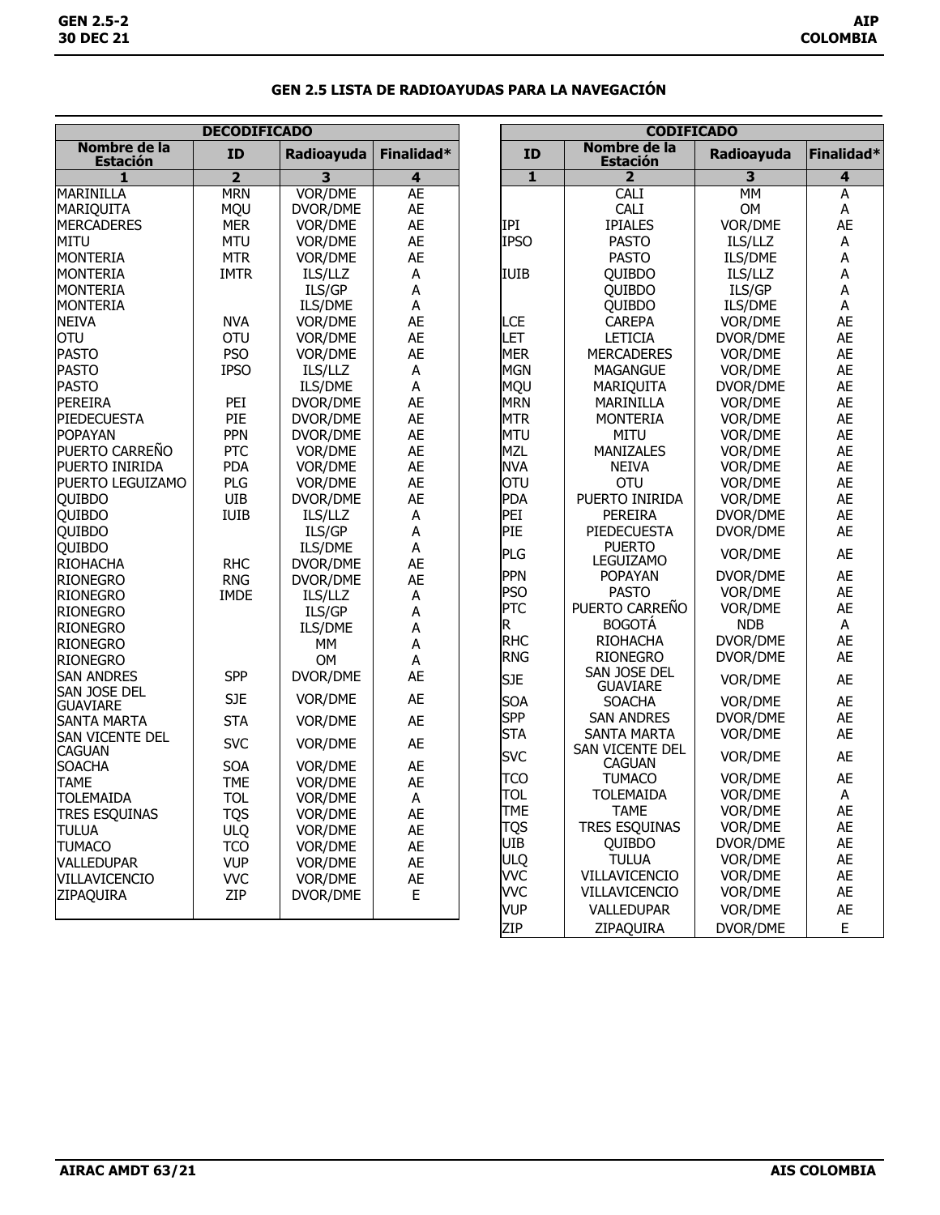# GEN 2.5 LISTA DE RADIOAYUDAS PARA LA NAVEGACIÓN

| DECODIFICADO | | | |
|---|---|---|---|
| Nombre de la Estación | ID | Radioayuda | Finalidad* |
| 1 | 2 | 3 | 4 |
| MARINILLA | MRN | VOR/DME | AE |
| MARIQUITA | MQU | DVOR/DME | AE |
| MERCADERES | MER | VOR/DME | AE |
| MITU | MTU | VOR/DME | AE |
| MONTERIA | MTR | VOR/DME | AE |
| MONTERIA | IMTR | ILS/LLZ | A |
| MONTERIA | | ILS/GP | A |
| MONTERIA | | ILS/DME | A |
| NEIVA | NVA | VOR/DME | AE |
| OTU | OTU | VOR/DME | AE |
| PASTO | PSO | VOR/DME | AE |
| PASTO | IPSO | ILS/LLZ | A |
| PASTO | | ILS/DME | A |
| PEREIRA | PEI | DVOR/DME | AE |
| PIEDECUESTA | PIE | DVOR/DME | AE |
| POPAYAN | PPN | DVOR/DME | AE |
| PUERTO CARREÑO | PTC | VOR/DME | AE |
| PUERTO INIRIDA | PDA | VOR/DME | AE |
| PUERTO LEGUIZAMO | PLG | VOR/DME | AE |
| QUIBDO | UIB | DVOR/DME | AE |
| QUIBDO | IUIB | ILS/LLZ | A |
| QUIBDO | | ILS/GP | A |
| QUIBDO | | ILS/DME | A |
| RIOHACHA | RHC | DVOR/DME | AE |
| RIONEGRO | RNG | DVOR/DME | AE |
| RIONEGRO | IMDE | ILS/LLZ | A |
| RIONEGRO | | ILS/GP | A |
| RIONEGRO | | ILS/DME | A |
| RIONEGRO | | MM | A |
| RIONEGRO | | OM | A |
| SAN ANDRES | SPP | DVOR/DME | AE |
| SAN JOSE DEL GUAVIARE | SJE | VOR/DME | AE |
| SANTA MARTA | STA | VOR/DME | AE |
| SAN VICENTE DEL CAGUAN | SVC | VOR/DME | AE |
| SOACHA | SOA | VOR/DME | AE |
| TAME | TME | VOR/DME | AE |
| TOLEMAIDA | TOL | VOR/DME | A |
| TRES ESQUINAS | TQS | VOR/DME | AE |
| TULUA | ULQ | VOR/DME | AE |
| TUMACO | TCO | VOR/DME | AE |
| VALLEDUPAR | VUP | VOR/DME | AE |
| VILLAVICENCIO | VVC | VOR/DME | AE |
| ZIPAQUIRA | ZIP | DVOR/DME | E |

| CODIFICADO | | | |
|---|---|---|---|
| ID | Nombre de la Estación | Radioayuda | Finalidad* |
| 1 | 2 | 3 | 4 |
| | CALI | MM | A |
| | CALI | OM | A |
| IPI | IPIALES | VOR/DME | AE |
| IPSO | PASTO | ILS/LLZ | A |
| | PASTO | ILS/DME | A |
| IUIB | QUIBDO | ILS/LLZ | A |
| | QUIBDO | ILS/GP | A |
| | QUIBDO | ILS/DME | A |
| LCE | CAREPA | VOR/DME | AE |
| LET | LETICIA | DVOR/DME | AE |
| MER | MERCADERES | VOR/DME | AE |
| MGN | MAGANGUE | VOR/DME | AE |
| MQU | MARIQUITA | DVOR/DME | AE |
| MRN | MARINILLA | VOR/DME | AE |
| MTR | MONTERIA | VOR/DME | AE |
| MTU | MITU | VOR/DME | AE |
| MZL | MANIZALES | VOR/DME | AE |
| NVA | NEIVA | VOR/DME | AE |
| OTU | OTU | VOR/DME | AE |
| PDA | PUERTO INIRIDA | VOR/DME | AE |
| PEI | PEREIRA | DVOR/DME | AE |
| PIE | PIEDECUESTA | DVOR/DME | AE |
| PLG | PUERTO LEGUIZAMO | VOR/DME | AE |
| PPN | POPAYAN | DVOR/DME | AE |
| PSO | PASTO | VOR/DME | AE |
| PTC | PUERTO CARREÑO | VOR/DME | AE |
| R | BOGOTÁ | NDB | A |
| RHC | RIOHACHA | DVOR/DME | AE |
| RNG | RIONEGRO | DVOR/DME | AE |
| SJE | SAN JOSE DEL GUAVIARE | VOR/DME | AE |
| SOA | SOACHA | VOR/DME | AE |
| SPP | SAN ANDRES | DVOR/DME | AE |
| STA | SANTA MARTA | VOR/DME | AE |
| SVC | SAN VICENTE DEL CAGUAN | VOR/DME | AE |
| TCO | TUMACO | VOR/DME | AE |
| TOL | TOLEMAIDA | VOR/DME | A |
| TME | TAME | VOR/DME | AE |
| TQS | TRES ESQUINAS | VOR/DME | AE |
| UIB | QUIBDO | DVOR/DME | AE |
| ULQ | TULUA | VOR/DME | AE |
| VVC | VILLAVICENCIO | VOR/DME | AE |
| VVC | VILLAVICENCIO | VOR/DME | AE |
| VUP | VALLEDUPAR | VOR/DME | AE |
| ZIP | ZIPAQUIRA | DVOR/DME | E |